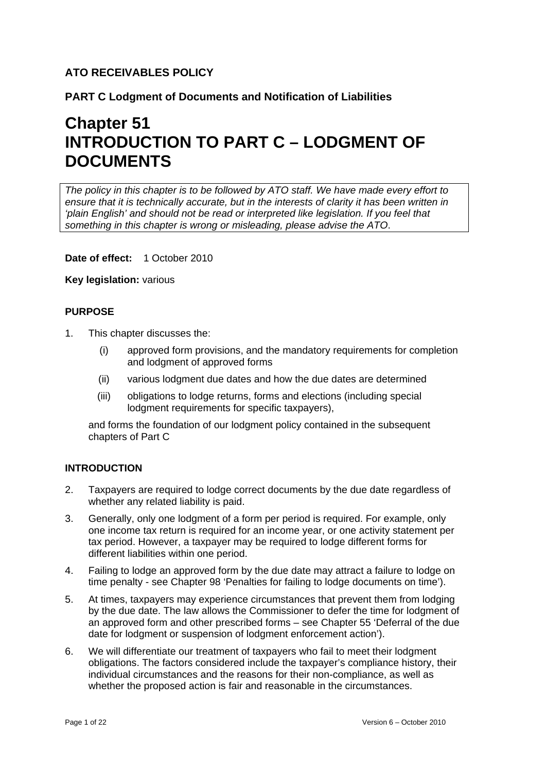**ATO RECEIVABLES POLICY**

**PART C Lodgment of Documents and Notification of Liabilities**

# Chapter 51
# INTRODUCTION TO PART C – LODGMENT OF DOCUMENTS

*The policy in this chapter is to be followed by ATO staff. We have made every effort to ensure that it is technically accurate, but in the interests of clarity it has been written in 'plain English' and should not be read or interpreted like legislation. If you feel that something in this chapter is wrong or misleading, please advise the ATO.*

**Date of effect:** 1 October 2010

**Key legislation:** various

### PURPOSE

1. This chapter discusses the:

   (i) approved form provisions, and the mandatory requirements for completion and lodgment of approved forms

   (ii) various lodgment due dates and how the due dates are determined

   (iii) obligations to lodge returns, forms and elections (including special lodgment requirements for specific taxpayers),

   and forms the foundation of our lodgment policy contained in the subsequent chapters of Part C

### INTRODUCTION

2. Taxpayers are required to lodge correct documents by the due date regardless of whether any related liability is paid.

3. Generally, only one lodgment of a form per period is required. For example, only one income tax return is required for an income year, or one activity statement per tax period. However, a taxpayer may be required to lodge different forms for different liabilities within one period.

4. Failing to lodge an approved form by the due date may attract a failure to lodge on time penalty - see Chapter 98 'Penalties for failing to lodge documents on time').

5. At times, taxpayers may experience circumstances that prevent them from lodging by the due date. The law allows the Commissioner to defer the time for lodgment of an approved form and other prescribed forms – see Chapter 55 'Deferral of the due date for lodgment or suspension of lodgment enforcement action').

6. We will differentiate our treatment of taxpayers who fail to meet their lodgment obligations. The factors considered include the taxpayer's compliance history, their individual circumstances and the reasons for their non-compliance, as well as whether the proposed action is fair and reasonable in the circumstances.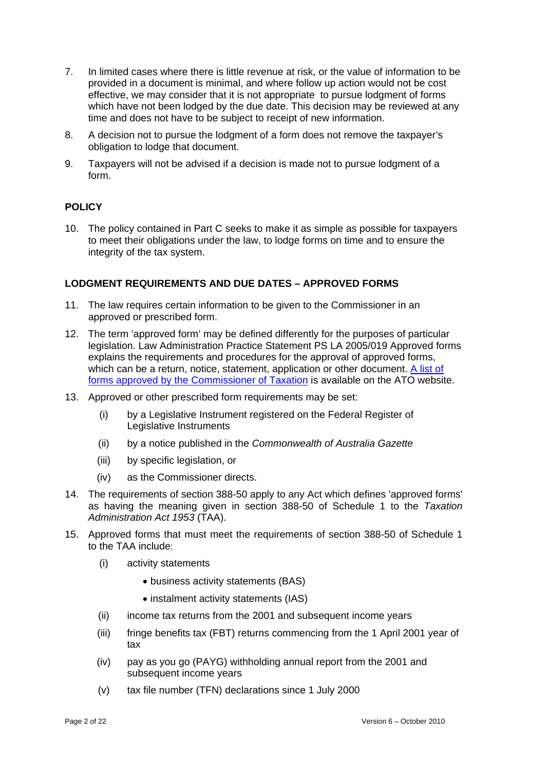7. In limited cases where there is little revenue at risk, or the value of information to be provided in a document is minimal, and where follow up action would not be cost effective, we may consider that it is not appropriate to pursue lodgment of forms which have not been lodged by the due date. This decision may be reviewed at any time and does not have to be subject to receipt of new information.

8. A decision not to pursue the lodgment of a form does not remove the taxpayer's obligation to lodge that document.

9. Taxpayers will not be advised if a decision is made not to pursue lodgment of a form.

## POLICY

10. The policy contained in Part C seeks to make it as simple as possible for taxpayers to meet their obligations under the law, to lodge forms on time and to ensure the integrity of the tax system.

## LODGMENT REQUIREMENTS AND DUE DATES – APPROVED FORMS

11. The law requires certain information to be given to the Commissioner in an approved or prescribed form.

12. The term 'approved form' may be defined differently for the purposes of particular legislation. Law Administration Practice Statement PS LA 2005/019 Approved forms explains the requirements and procedures for the approval of approved forms, which can be a return, notice, statement, application or other document. [A list of forms approved by the Commissioner of Taxation] is available on the ATO website.

13. Approved or other prescribed form requirements may be set:

    (i) by a Legislative Instrument registered on the Federal Register of Legislative Instruments

    (ii) by a notice published in the *Commonwealth of Australia Gazette*

    (iii) by specific legislation, or

    (iv) as the Commissioner directs.

14. The requirements of section 388-50 apply to any Act which defines 'approved forms' as having the meaning given in section 388-50 of Schedule 1 to the *Taxation Administration Act 1953* (TAA).

15. Approved forms that must meet the requirements of section 388-50 of Schedule 1 to the TAA include:

    (i) activity statements

    - business activity statements (BAS)
    - instalment activity statements (IAS)

    (ii) income tax returns from the 2001 and subsequent income years

    (iii) fringe benefits tax (FBT) returns commencing from the 1 April 2001 year of tax

    (iv) pay as you go (PAYG) withholding annual report from the 2001 and subsequent income years

    (v) tax file number (TFN) declarations since 1 July 2000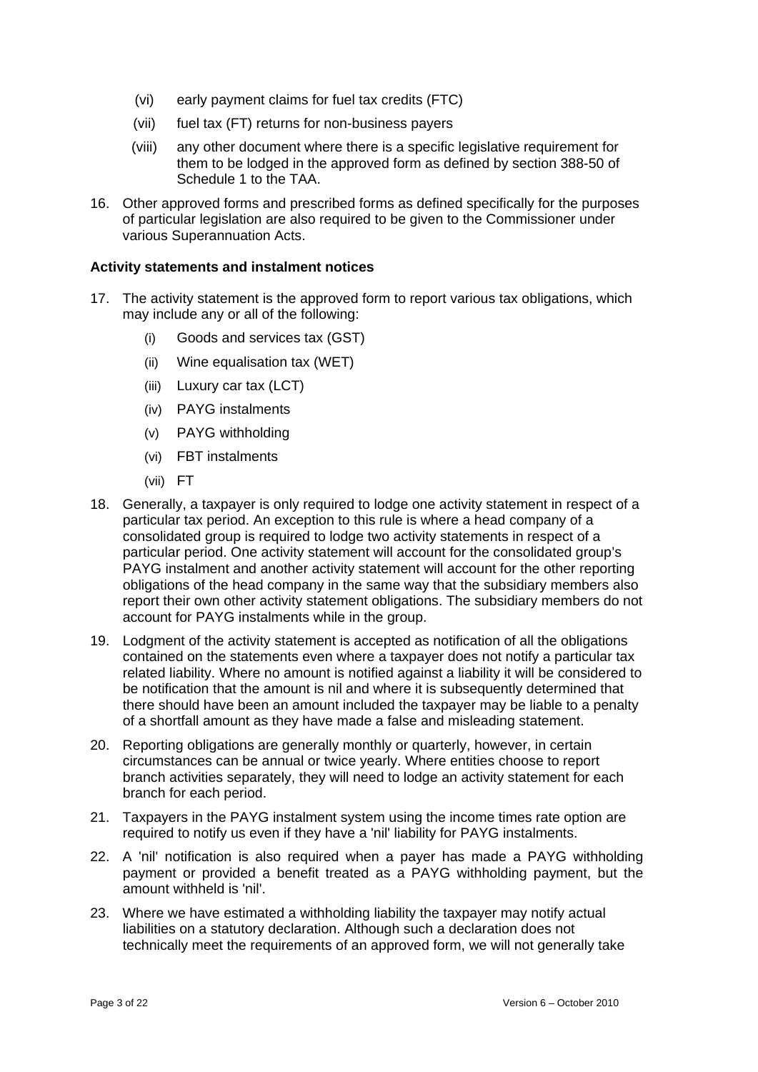(vi) early payment claims for fuel tax credits (FTC)

(vii) fuel tax (FT) returns for non-business payers

(viii) any other document where there is a specific legislative requirement for them to be lodged in the approved form as defined by section 388-50 of Schedule 1 to the TAA.

16. Other approved forms and prescribed forms as defined specifically for the purposes of particular legislation are also required to be given to the Commissioner under various Superannuation Acts.

**Activity statements and instalment notices**

17. The activity statement is the approved form to report various tax obligations, which may include any or all of the following:

    (i) Goods and services tax (GST)

    (ii) Wine equalisation tax (WET)

    (iii) Luxury car tax (LCT)

    (iv) PAYG instalments

    (v) PAYG withholding

    (vi) FBT instalments

    (vii) FT

18. Generally, a taxpayer is only required to lodge one activity statement in respect of a particular tax period. An exception to this rule is where a head company of a consolidated group is required to lodge two activity statements in respect of a particular period. One activity statement will account for the consolidated group's PAYG instalment and another activity statement will account for the other reporting obligations of the head company in the same way that the subsidiary members also report their own other activity statement obligations. The subsidiary members do not account for PAYG instalments while in the group.

19. Lodgment of the activity statement is accepted as notification of all the obligations contained on the statements even where a taxpayer does not notify a particular tax related liability. Where no amount is notified against a liability it will be considered to be notification that the amount is nil and where it is subsequently determined that there should have been an amount included the taxpayer may be liable to a penalty of a shortfall amount as they have made a false and misleading statement.

20. Reporting obligations are generally monthly or quarterly, however, in certain circumstances can be annual or twice yearly. Where entities choose to report branch activities separately, they will need to lodge an activity statement for each branch for each period.

21. Taxpayers in the PAYG instalment system using the income times rate option are required to notify us even if they have a 'nil' liability for PAYG instalments.

22. A 'nil' notification is also required when a payer has made a PAYG withholding payment or provided a benefit treated as a PAYG withholding payment, but the amount withheld is 'nil'.

23. Where we have estimated a withholding liability the taxpayer may notify actual liabilities on a statutory declaration. Although such a declaration does not technically meet the requirements of an approved form, we will not generally take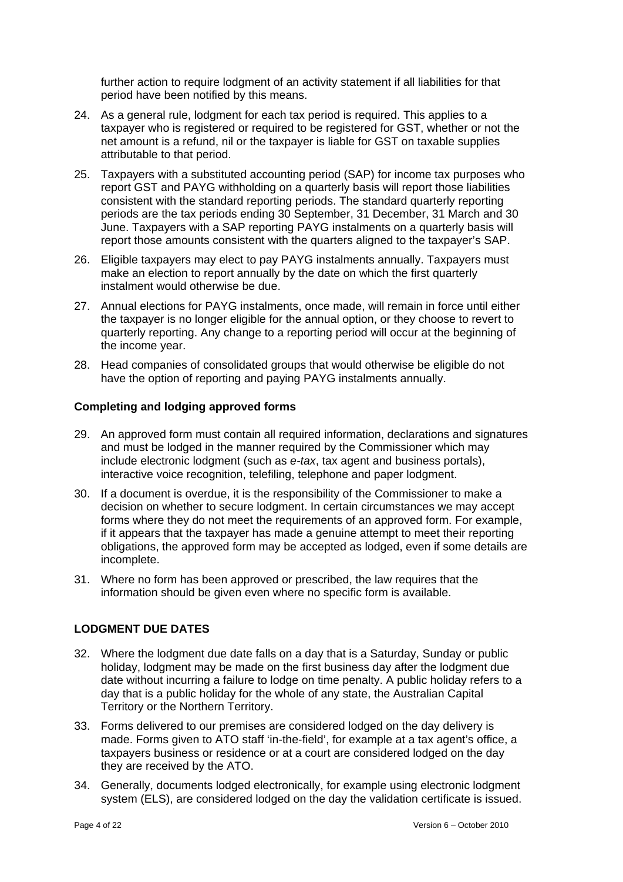further action to require lodgment of an activity statement if all liabilities for that period have been notified by this means.

24. As a general rule, lodgment for each tax period is required. This applies to a taxpayer who is registered or required to be registered for GST, whether or not the net amount is a refund, nil or the taxpayer is liable for GST on taxable supplies attributable to that period.

25. Taxpayers with a substituted accounting period (SAP) for income tax purposes who report GST and PAYG withholding on a quarterly basis will report those liabilities consistent with the standard reporting periods. The standard quarterly reporting periods are the tax periods ending 30 September, 31 December, 31 March and 30 June. Taxpayers with a SAP reporting PAYG instalments on a quarterly basis will report those amounts consistent with the quarters aligned to the taxpayer's SAP.

26. Eligible taxpayers may elect to pay PAYG instalments annually. Taxpayers must make an election to report annually by the date on which the first quarterly instalment would otherwise be due.

27. Annual elections for PAYG instalments, once made, will remain in force until either the taxpayer is no longer eligible for the annual option, or they choose to revert to quarterly reporting. Any change to a reporting period will occur at the beginning of the income year.

28. Head companies of consolidated groups that would otherwise be eligible do not have the option of reporting and paying PAYG instalments annually.

**Completing and lodging approved forms**

29. An approved form must contain all required information, declarations and signatures and must be lodged in the manner required by the Commissioner which may include electronic lodgment (such as *e-tax*, tax agent and business portals), interactive voice recognition, telefiling, telephone and paper lodgment.

30. If a document is overdue, it is the responsibility of the Commissioner to make a decision on whether to secure lodgment. In certain circumstances we may accept forms where they do not meet the requirements of an approved form. For example, if it appears that the taxpayer has made a genuine attempt to meet their reporting obligations, the approved form may be accepted as lodged, even if some details are incomplete.

31. Where no form has been approved or prescribed, the law requires that the information should be given even where no specific form is available.

## LODGMENT DUE DATES

32. Where the lodgment due date falls on a day that is a Saturday, Sunday or public holiday, lodgment may be made on the first business day after the lodgment due date without incurring a failure to lodge on time penalty. A public holiday refers to a day that is a public holiday for the whole of any state, the Australian Capital Territory or the Northern Territory.

33. Forms delivered to our premises are considered lodged on the day delivery is made. Forms given to ATO staff 'in-the-field', for example at a tax agent's office, a taxpayers business or residence or at a court are considered lodged on the day they are received by the ATO.

34. Generally, documents lodged electronically, for example using electronic lodgment system (ELS), are considered lodged on the day the validation certificate is issued.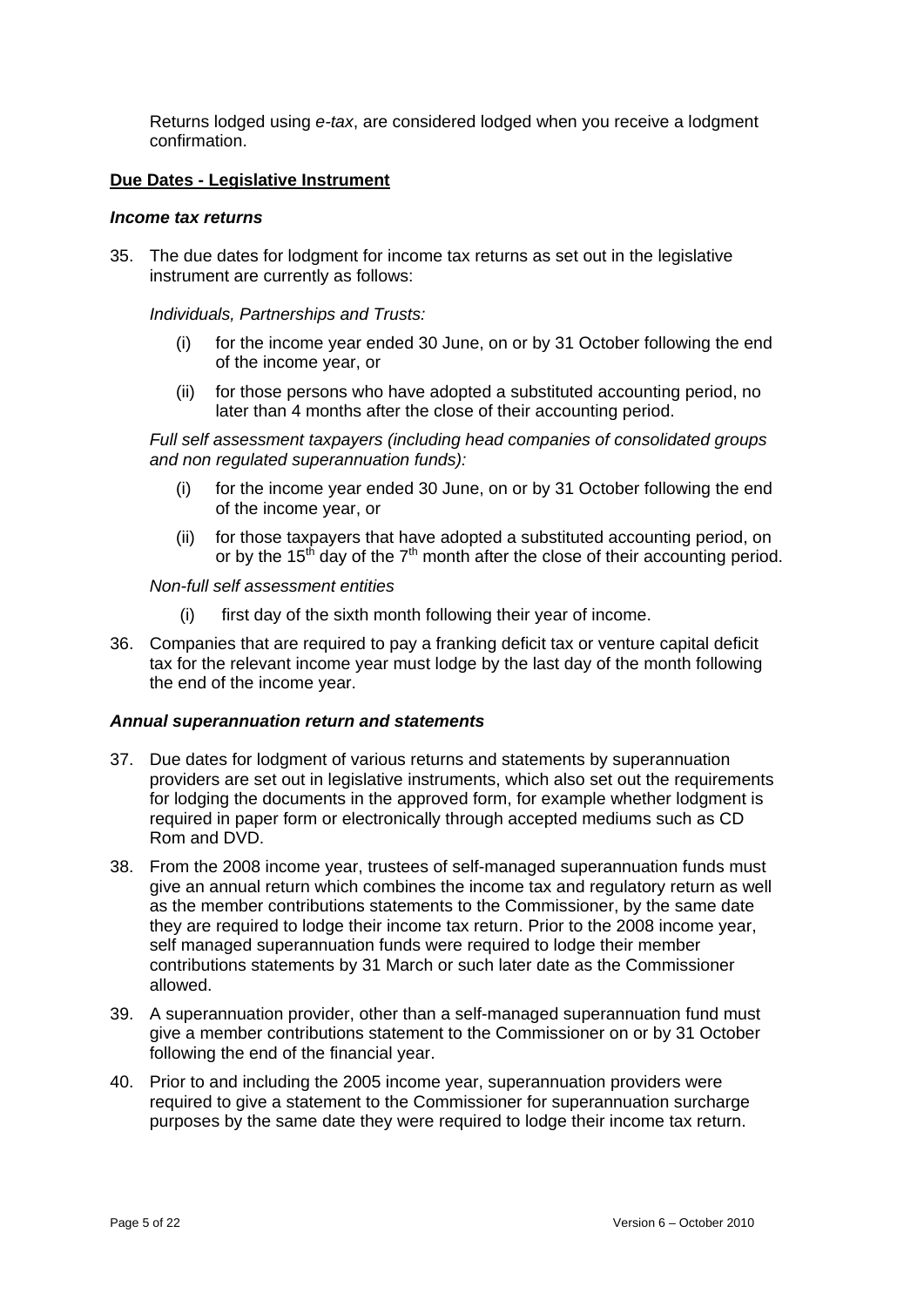Returns lodged using *e-tax*, are considered lodged when you receive a lodgment confirmation.

**Due Dates - Legislative Instrument**

***Income tax returns***

35. The due dates for lodgment for income tax returns as set out in the legislative instrument are currently as follows:

    *Individuals, Partnerships and Trusts:*

    (i) for the income year ended 30 June, on or by 31 October following the end of the income year, or

    (ii) for those persons who have adopted a substituted accounting period, no later than 4 months after the close of their accounting period.

    *Full self assessment taxpayers (including head companies of consolidated groups and non regulated superannuation funds):*

    (i) for the income year ended 30 June, on or by 31 October following the end of the income year, or

    (ii) for those taxpayers that have adopted a substituted accounting period, on or by the 15th day of the 7th month after the close of their accounting period.

    *Non-full self assessment entities*

    (i) first day of the sixth month following their year of income.

36. Companies that are required to pay a franking deficit tax or venture capital deficit tax for the relevant income year must lodge by the last day of the month following the end of the income year.

***Annual superannuation return and statements***

37. Due dates for lodgment of various returns and statements by superannuation providers are set out in legislative instruments, which also set out the requirements for lodging the documents in the approved form, for example whether lodgment is required in paper form or electronically through accepted mediums such as CD Rom and DVD.

38. From the 2008 income year, trustees of self-managed superannuation funds must give an annual return which combines the income tax and regulatory return as well as the member contributions statements to the Commissioner, by the same date they are required to lodge their income tax return. Prior to the 2008 income year, self managed superannuation funds were required to lodge their member contributions statements by 31 March or such later date as the Commissioner allowed.

39. A superannuation provider, other than a self-managed superannuation fund must give a member contributions statement to the Commissioner on or by 31 October following the end of the financial year.

40. Prior to and including the 2005 income year, superannuation providers were required to give a statement to the Commissioner for superannuation surcharge purposes by the same date they were required to lodge their income tax return.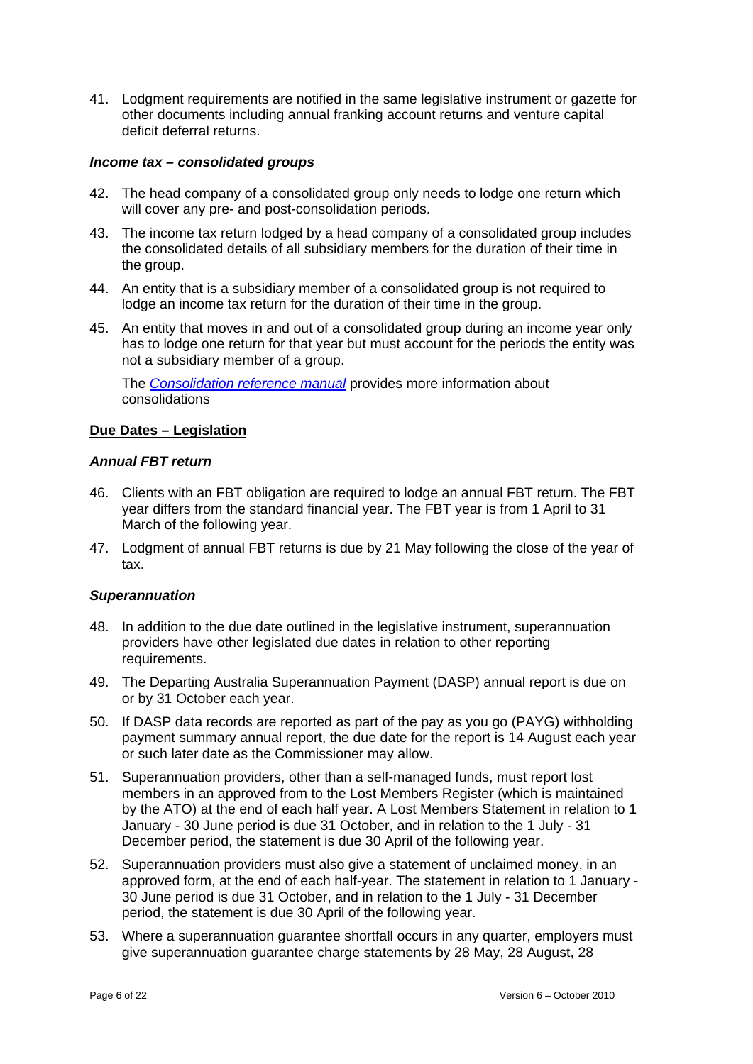41. Lodgment requirements are notified in the same legislative instrument or gazette for other documents including annual franking account returns and venture capital deficit deferral returns.

### *Income tax – consolidated groups*

42. The head company of a consolidated group only needs to lodge one return which will cover any pre- and post-consolidation periods.
43. The income tax return lodged by a head company of a consolidated group includes the consolidated details of all subsidiary members for the duration of their time in the group.
44. An entity that is a subsidiary member of a consolidated group is not required to lodge an income tax return for the duration of their time in the group.
45. An entity that moves in and out of a consolidated group during an income year only has to lodge one return for that year but must account for the periods the entity was not a subsidiary member of a group.

    The *Consolidation reference manual* provides more information about consolidations

## **Due Dates – Legislation**

### *Annual FBT return*

46. Clients with an FBT obligation are required to lodge an annual FBT return. The FBT year differs from the standard financial year. The FBT year is from 1 April to 31 March of the following year.
47. Lodgment of annual FBT returns is due by 21 May following the close of the year of tax.

### *Superannuation*

48. In addition to the due date outlined in the legislative instrument, superannuation providers have other legislated due dates in relation to other reporting requirements.
49. The Departing Australia Superannuation Payment (DASP) annual report is due on or by 31 October each year.
50. If DASP data records are reported as part of the pay as you go (PAYG) withholding payment summary annual report, the due date for the report is 14 August each year or such later date as the Commissioner may allow.
51. Superannuation providers, other than a self-managed funds, must report lost members in an approved from to the Lost Members Register (which is maintained by the ATO) at the end of each half year. A Lost Members Statement in relation to 1 January - 30 June period is due 31 October, and in relation to the 1 July - 31 December period, the statement is due 30 April of the following year.
52. Superannuation providers must also give a statement of unclaimed money, in an approved form, at the end of each half-year. The statement in relation to 1 January - 30 June period is due 31 October, and in relation to the 1 July - 31 December period, the statement is due 30 April of the following year.
53. Where a superannuation guarantee shortfall occurs in any quarter, employers must give superannuation guarantee charge statements by 28 May, 28 August, 28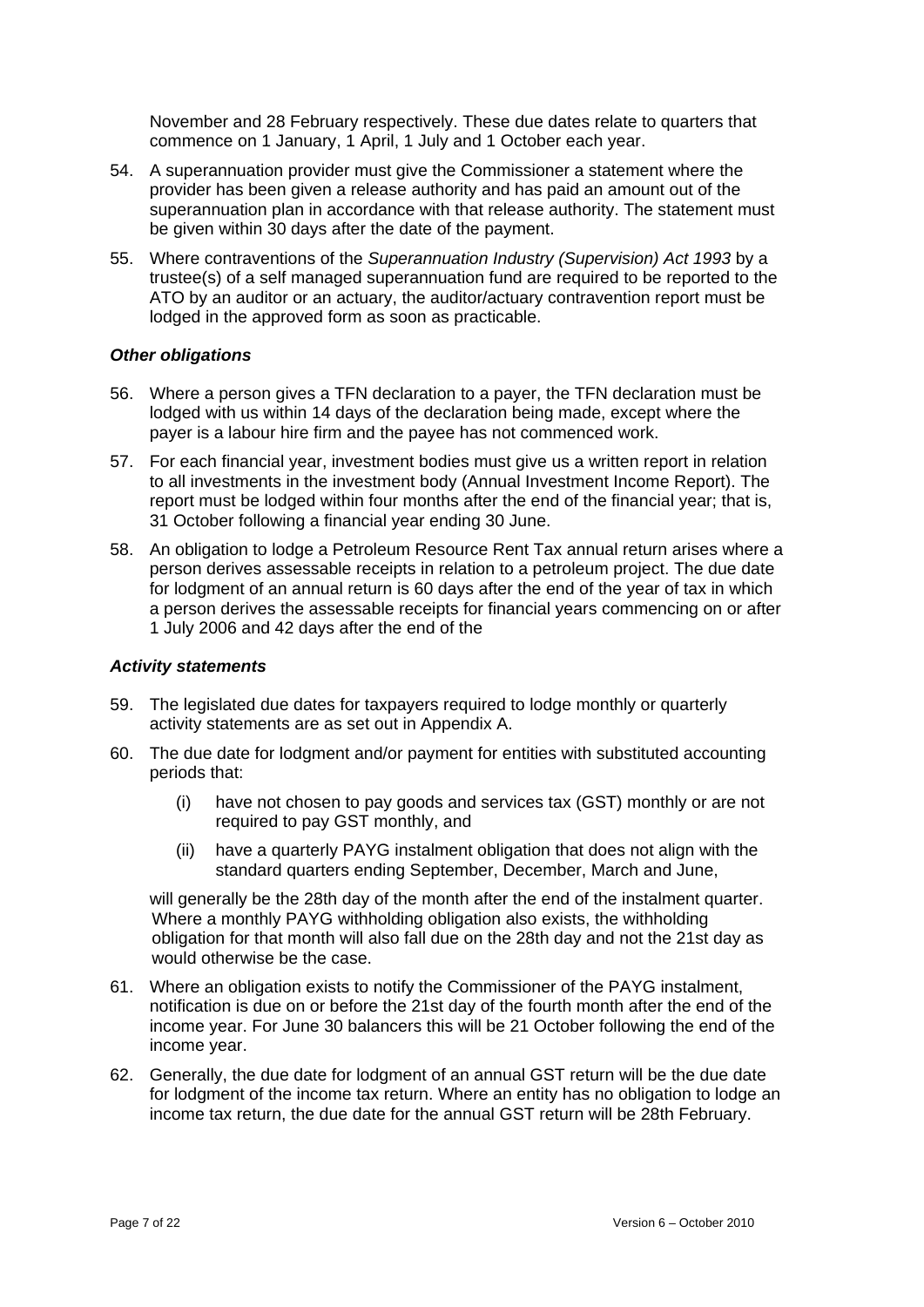November and 28 February respectively. These due dates relate to quarters that commence on 1 January, 1 April, 1 July and 1 October each year.

54. A superannuation provider must give the Commissioner a statement where the provider has been given a release authority and has paid an amount out of the superannuation plan in accordance with that release authority. The statement must be given within 30 days after the date of the payment.

55. Where contraventions of the *Superannuation Industry (Supervision) Act 1993* by a trustee(s) of a self managed superannuation fund are required to be reported to the ATO by an auditor or an actuary, the auditor/actuary contravention report must be lodged in the approved form as soon as practicable.

### *Other obligations*

56. Where a person gives a TFN declaration to a payer, the TFN declaration must be lodged with us within 14 days of the declaration being made, except where the payer is a labour hire firm and the payee has not commenced work.

57. For each financial year, investment bodies must give us a written report in relation to all investments in the investment body (Annual Investment Income Report). The report must be lodged within four months after the end of the financial year; that is, 31 October following a financial year ending 30 June.

58. An obligation to lodge a Petroleum Resource Rent Tax annual return arises where a person derives assessable receipts in relation to a petroleum project. The due date for lodgment of an annual return is 60 days after the end of the year of tax in which a person derives the assessable receipts for financial years commencing on or after 1 July 2006 and 42 days after the end of the

### *Activity statements*

59. The legislated due dates for taxpayers required to lodge monthly or quarterly activity statements are as set out in Appendix A.

60. The due date for lodgment and/or payment for entities with substituted accounting periods that:

    (i) have not chosen to pay goods and services tax (GST) monthly or are not required to pay GST monthly, and

    (ii) have a quarterly PAYG instalment obligation that does not align with the standard quarters ending September, December, March and June,

    will generally be the 28th day of the month after the end of the instalment quarter. Where a monthly PAYG withholding obligation also exists, the withholding obligation for that month will also fall due on the 28th day and not the 21st day as would otherwise be the case.

61. Where an obligation exists to notify the Commissioner of the PAYG instalment, notification is due on or before the 21st day of the fourth month after the end of the income year. For June 30 balancers this will be 21 October following the end of the income year.

62. Generally, the due date for lodgment of an annual GST return will be the due date for lodgment of the income tax return. Where an entity has no obligation to lodge an income tax return, the due date for the annual GST return will be 28th February.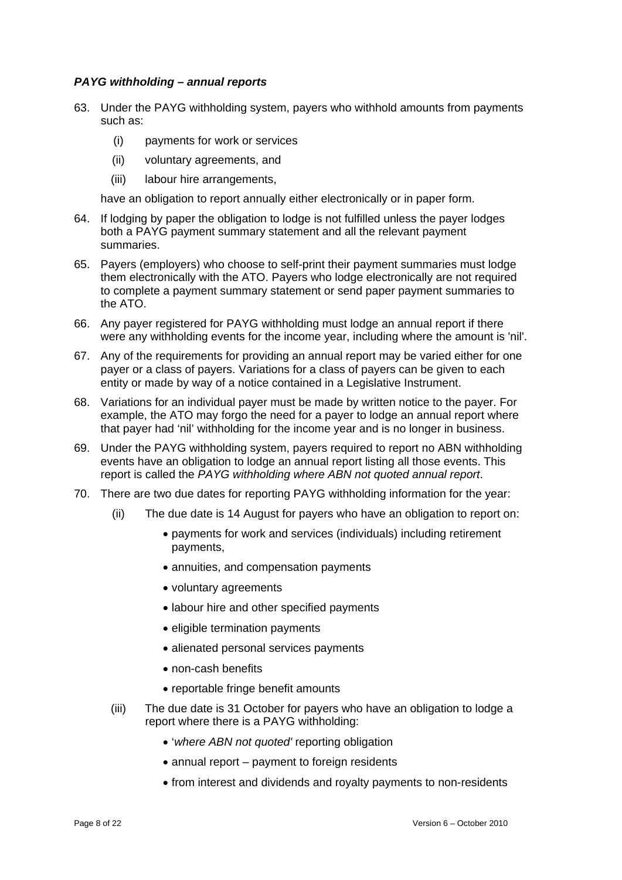### *PAYG withholding – annual reports*

63. Under the PAYG withholding system, payers who withhold amounts from payments such as:

    (i) payments for work or services

    (ii) voluntary agreements, and

    (iii) labour hire arrangements,

    have an obligation to report annually either electronically or in paper form.

64. If lodging by paper the obligation to lodge is not fulfilled unless the payer lodges both a PAYG payment summary statement and all the relevant payment summaries.

65. Payers (employers) who choose to self-print their payment summaries must lodge them electronically with the ATO. Payers who lodge electronically are not required to complete a payment summary statement or send paper payment summaries to the ATO.

66. Any payer registered for PAYG withholding must lodge an annual report if there were any withholding events for the income year, including where the amount is 'nil'.

67. Any of the requirements for providing an annual report may be varied either for one payer or a class of payers. Variations for a class of payers can be given to each entity or made by way of a notice contained in a Legislative Instrument.

68. Variations for an individual payer must be made by written notice to the payer. For example, the ATO may forgo the need for a payer to lodge an annual report where that payer had 'nil' withholding for the income year and is no longer in business.

69. Under the PAYG withholding system, payers required to report no ABN withholding events have an obligation to lodge an annual report listing all those events. This report is called the *PAYG withholding where ABN not quoted annual report*.

70. There are two due dates for reporting PAYG withholding information for the year:

    (ii) The due date is 14 August for payers who have an obligation to report on:

    - payments for work and services (individuals) including retirement payments,
    - annuities, and compensation payments
    - voluntary agreements
    - labour hire and other specified payments
    - eligible termination payments
    - alienated personal services payments
    - non-cash benefits
    - reportable fringe benefit amounts

    (iii) The due date is 31 October for payers who have an obligation to lodge a report where there is a PAYG withholding:

    - '*where ABN not quoted'* reporting obligation
    - annual report – payment to foreign residents
    - from interest and dividends and royalty payments to non-residents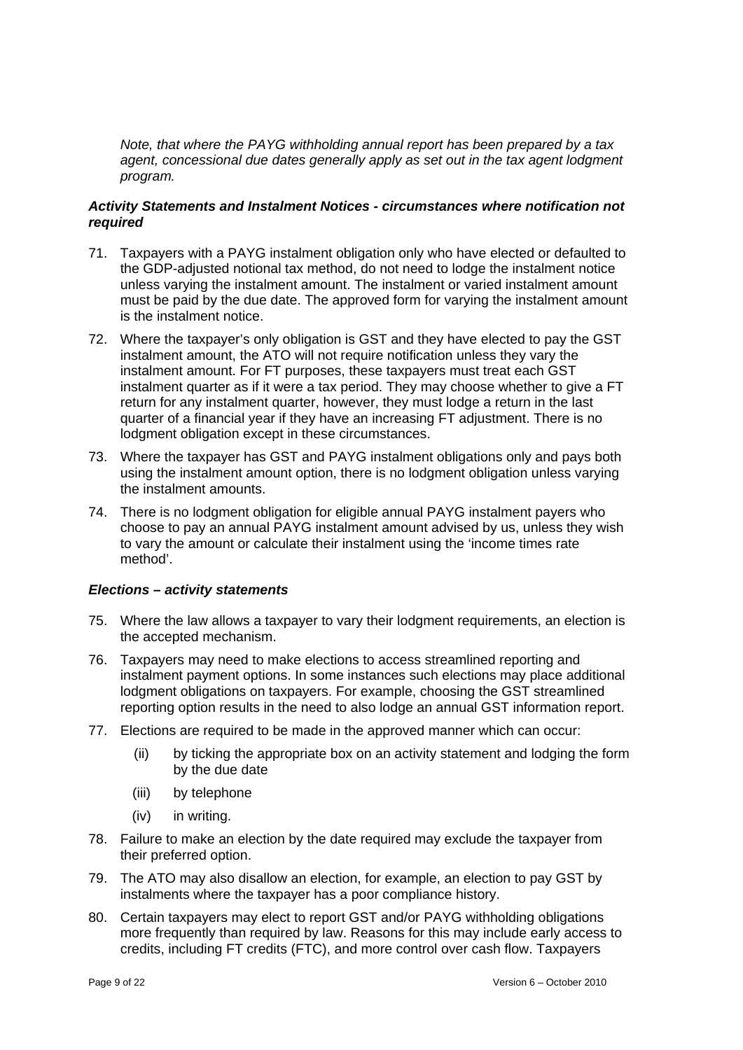*Note, that where the PAYG withholding annual report has been prepared by a tax agent, concessional due dates generally apply as set out in the tax agent lodgment program.*

### *Activity Statements and Instalment Notices - circumstances where notification not required*

71. Taxpayers with a PAYG instalment obligation only who have elected or defaulted to the GDP-adjusted notional tax method, do not need to lodge the instalment notice unless varying the instalment amount. The instalment or varied instalment amount must be paid by the due date. The approved form for varying the instalment amount is the instalment notice.

72. Where the taxpayer's only obligation is GST and they have elected to pay the GST instalment amount, the ATO will not require notification unless they vary the instalment amount. For FT purposes, these taxpayers must treat each GST instalment quarter as if it were a tax period. They may choose whether to give a FT return for any instalment quarter, however, they must lodge a return in the last quarter of a financial year if they have an increasing FT adjustment. There is no lodgment obligation except in these circumstances.

73. Where the taxpayer has GST and PAYG instalment obligations only and pays both using the instalment amount option, there is no lodgment obligation unless varying the instalment amounts.

74. There is no lodgment obligation for eligible annual PAYG instalment payers who choose to pay an annual PAYG instalment amount advised by us, unless they wish to vary the amount or calculate their instalment using the 'income times rate method'.

### *Elections – activity statements*

75. Where the law allows a taxpayer to vary their lodgment requirements, an election is the accepted mechanism.

76. Taxpayers may need to make elections to access streamlined reporting and instalment payment options. In some instances such elections may place additional lodgment obligations on taxpayers. For example, choosing the GST streamlined reporting option results in the need to also lodge an annual GST information report.

77. Elections are required to be made in the approved manner which can occur:

    (ii) by ticking the appropriate box on an activity statement and lodging the form by the due date

    (iii) by telephone

    (iv) in writing.

78. Failure to make an election by the date required may exclude the taxpayer from their preferred option.

79. The ATO may also disallow an election, for example, an election to pay GST by instalments where the taxpayer has a poor compliance history.

80. Certain taxpayers may elect to report GST and/or PAYG withholding obligations more frequently than required by law. Reasons for this may include early access to credits, including FT credits (FTC), and more control over cash flow. Taxpayers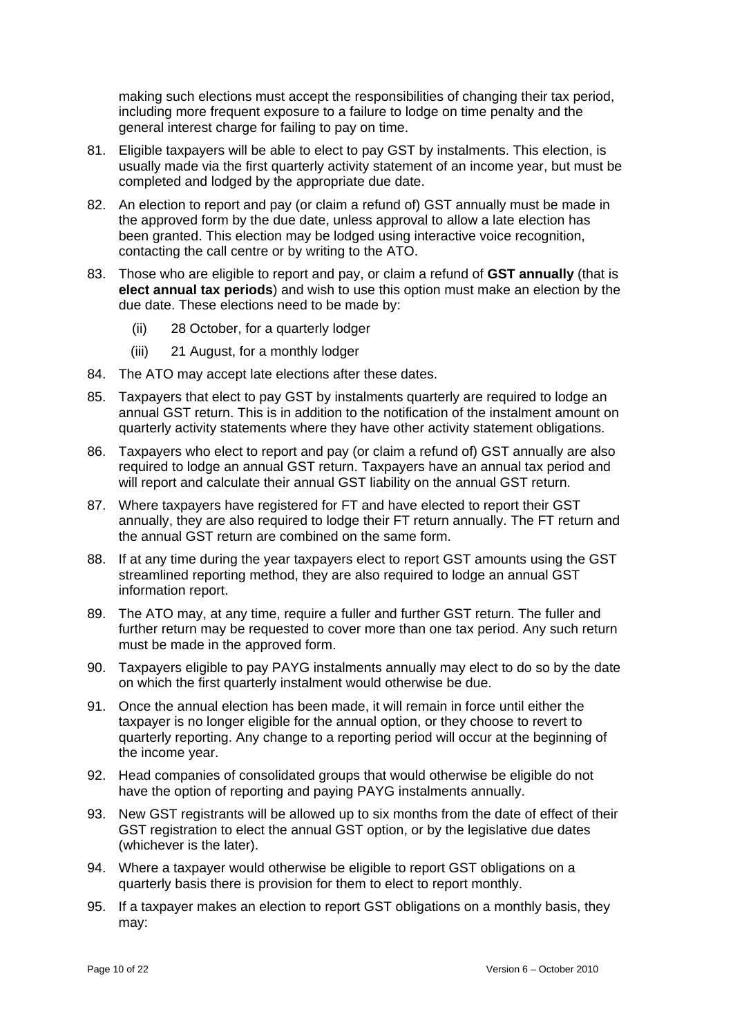making such elections must accept the responsibilities of changing their tax period, including more frequent exposure to a failure to lodge on time penalty and the general interest charge for failing to pay on time.

81. Eligible taxpayers will be able to elect to pay GST by instalments. This election, is usually made via the first quarterly activity statement of an income year, but must be completed and lodged by the appropriate due date.

82. An election to report and pay (or claim a refund of) GST annually must be made in the approved form by the due date, unless approval to allow a late election has been granted. This election may be lodged using interactive voice recognition, contacting the call centre or by writing to the ATO.

83. Those who are eligible to report and pay, or claim a refund of **GST annually** (that is **elect annual tax periods**) and wish to use this option must make an election by the due date. These elections need to be made by:

    (ii) 28 October, for a quarterly lodger

    (iii) 21 August, for a monthly lodger

84. The ATO may accept late elections after these dates.

85. Taxpayers that elect to pay GST by instalments quarterly are required to lodge an annual GST return. This is in addition to the notification of the instalment amount on quarterly activity statements where they have other activity statement obligations.

86. Taxpayers who elect to report and pay (or claim a refund of) GST annually are also required to lodge an annual GST return. Taxpayers have an annual tax period and will report and calculate their annual GST liability on the annual GST return.

87. Where taxpayers have registered for FT and have elected to report their GST annually, they are also required to lodge their FT return annually. The FT return and the annual GST return are combined on the same form.

88. If at any time during the year taxpayers elect to report GST amounts using the GST streamlined reporting method, they are also required to lodge an annual GST information report.

89. The ATO may, at any time, require a fuller and further GST return. The fuller and further return may be requested to cover more than one tax period. Any such return must be made in the approved form.

90. Taxpayers eligible to pay PAYG instalments annually may elect to do so by the date on which the first quarterly instalment would otherwise be due.

91. Once the annual election has been made, it will remain in force until either the taxpayer is no longer eligible for the annual option, or they choose to revert to quarterly reporting. Any change to a reporting period will occur at the beginning of the income year.

92. Head companies of consolidated groups that would otherwise be eligible do not have the option of reporting and paying PAYG instalments annually.

93. New GST registrants will be allowed up to six months from the date of effect of their GST registration to elect the annual GST option, or by the legislative due dates (whichever is the later).

94. Where a taxpayer would otherwise be eligible to report GST obligations on a quarterly basis there is provision for them to elect to report monthly.

95. If a taxpayer makes an election to report GST obligations on a monthly basis, they may: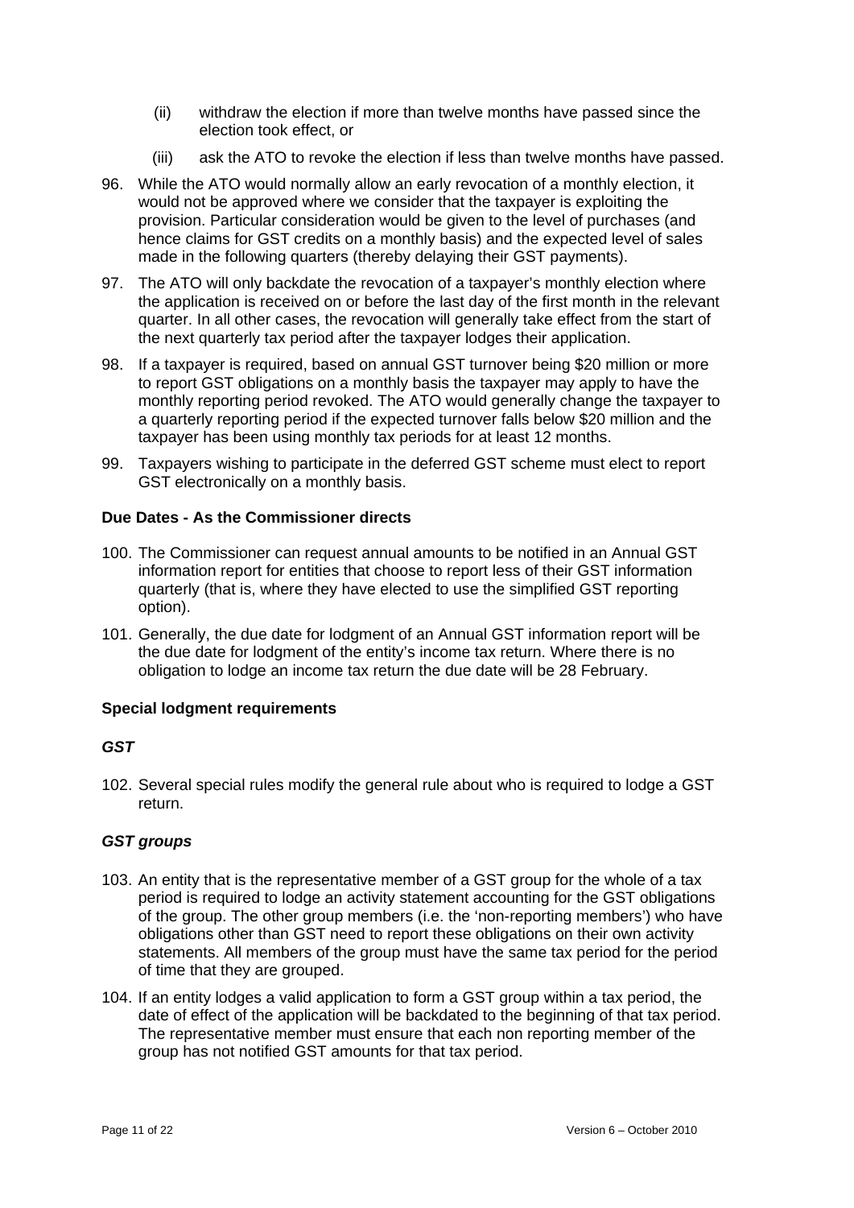(ii) withdraw the election if more than twelve months have passed since the election took effect, or

(iii) ask the ATO to revoke the election if less than twelve months have passed.

96. While the ATO would normally allow an early revocation of a monthly election, it would not be approved where we consider that the taxpayer is exploiting the provision. Particular consideration would be given to the level of purchases (and hence claims for GST credits on a monthly basis) and the expected level of sales made in the following quarters (thereby delaying their GST payments).

97. The ATO will only backdate the revocation of a taxpayer's monthly election where the application is received on or before the last day of the first month in the relevant quarter. In all other cases, the revocation will generally take effect from the start of the next quarterly tax period after the taxpayer lodges their application.

98. If a taxpayer is required, based on annual GST turnover being $20 million or more to report GST obligations on a monthly basis the taxpayer may apply to have the monthly reporting period revoked. The ATO would generally change the taxpayer to a quarterly reporting period if the expected turnover falls below $20 million and the taxpayer has been using monthly tax periods for at least 12 months.

99. Taxpayers wishing to participate in the deferred GST scheme must elect to report GST electronically on a monthly basis.

**Due Dates - As the Commissioner directs**

100. The Commissioner can request annual amounts to be notified in an Annual GST information report for entities that choose to report less of their GST information quarterly (that is, where they have elected to use the simplified GST reporting option).

101. Generally, the due date for lodgment of an Annual GST information report will be the due date for lodgment of the entity's income tax return. Where there is no obligation to lodge an income tax return the due date will be 28 February.

**Special lodgment requirements**

***GST***

102. Several special rules modify the general rule about who is required to lodge a GST return.

***GST groups***

103. An entity that is the representative member of a GST group for the whole of a tax period is required to lodge an activity statement accounting for the GST obligations of the group. The other group members (i.e. the 'non-reporting members') who have obligations other than GST need to report these obligations on their own activity statements. All members of the group must have the same tax period for the period of time that they are grouped.

104. If an entity lodges a valid application to form a GST group within a tax period, the date of effect of the application will be backdated to the beginning of that tax period. The representative member must ensure that each non reporting member of the group has not notified GST amounts for that tax period.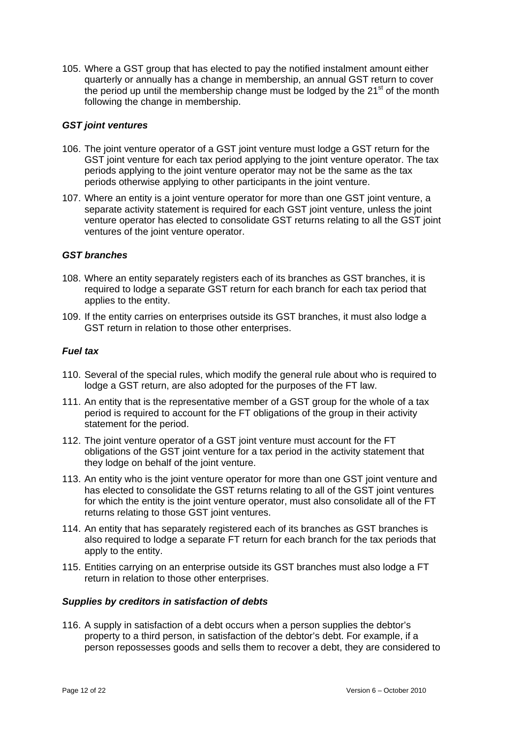105. Where a GST group that has elected to pay the notified instalment amount either quarterly or annually has a change in membership, an annual GST return to cover the period up until the membership change must be lodged by the 21st of the month following the change in membership.

### *GST joint ventures*

106. The joint venture operator of a GST joint venture must lodge a GST return for the GST joint venture for each tax period applying to the joint venture operator. The tax periods applying to the joint venture operator may not be the same as the tax periods otherwise applying to other participants in the joint venture.

107. Where an entity is a joint venture operator for more than one GST joint venture, a separate activity statement is required for each GST joint venture, unless the joint venture operator has elected to consolidate GST returns relating to all the GST joint ventures of the joint venture operator.

### *GST branches*

108. Where an entity separately registers each of its branches as GST branches, it is required to lodge a separate GST return for each branch for each tax period that applies to the entity.

109. If the entity carries on enterprises outside its GST branches, it must also lodge a GST return in relation to those other enterprises.

### *Fuel tax*

110. Several of the special rules, which modify the general rule about who is required to lodge a GST return, are also adopted for the purposes of the FT law.

111. An entity that is the representative member of a GST group for the whole of a tax period is required to account for the FT obligations of the group in their activity statement for the period.

112. The joint venture operator of a GST joint venture must account for the FT obligations of the GST joint venture for a tax period in the activity statement that they lodge on behalf of the joint venture.

113. An entity who is the joint venture operator for more than one GST joint venture and has elected to consolidate the GST returns relating to all of the GST joint ventures for which the entity is the joint venture operator, must also consolidate all of the FT returns relating to those GST joint ventures.

114. An entity that has separately registered each of its branches as GST branches is also required to lodge a separate FT return for each branch for the tax periods that apply to the entity.

115. Entities carrying on an enterprise outside its GST branches must also lodge a FT return in relation to those other enterprises.

### *Supplies by creditors in satisfaction of debts*

116. A supply in satisfaction of a debt occurs when a person supplies the debtor's property to a third person, in satisfaction of the debtor's debt. For example, if a person repossesses goods and sells them to recover a debt, they are considered to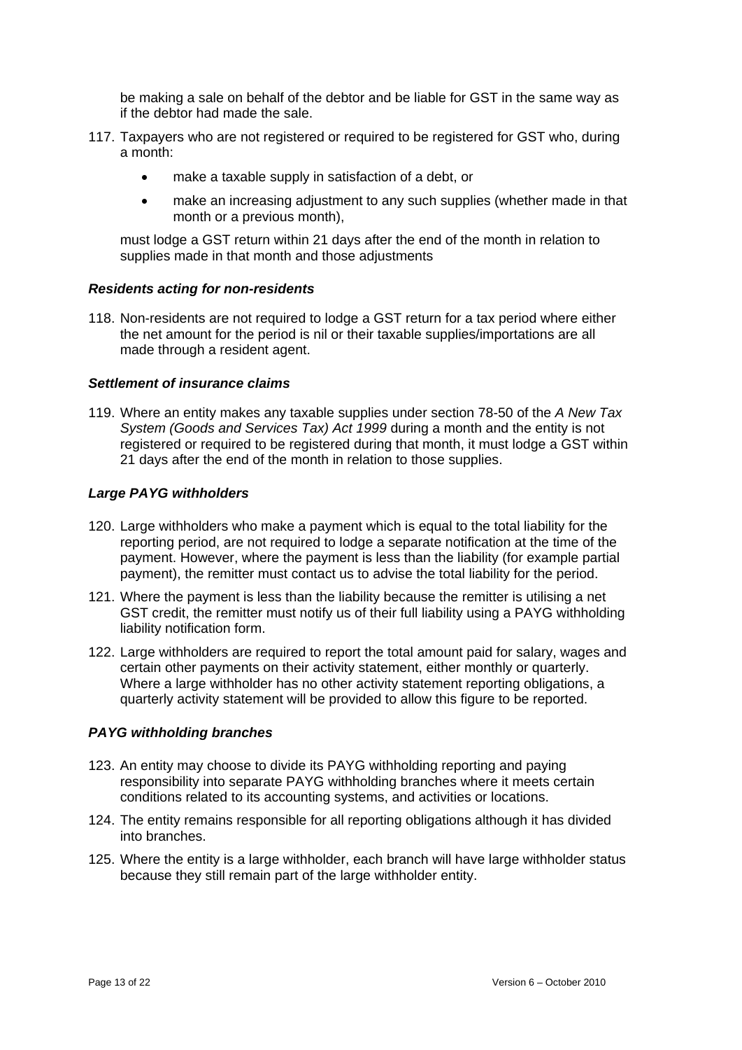be making a sale on behalf of the debtor and be liable for GST in the same way as if the debtor had made the sale.

117. Taxpayers who are not registered or required to be registered for GST who, during a month:

   - make a taxable supply in satisfaction of a debt, or
   - make an increasing adjustment to any such supplies (whether made in that month or a previous month),

   must lodge a GST return within 21 days after the end of the month in relation to supplies made in that month and those adjustments

### *Residents acting for non-residents*

118. Non-residents are not required to lodge a GST return for a tax period where either the net amount for the period is nil or their taxable supplies/importations are all made through a resident agent.

### *Settlement of insurance claims*

119. Where an entity makes any taxable supplies under section 78-50 of the *A New Tax System (Goods and Services Tax) Act 1999* during a month and the entity is not registered or required to be registered during that month, it must lodge a GST within 21 days after the end of the month in relation to those supplies.

### *Large PAYG withholders*

120. Large withholders who make a payment which is equal to the total liability for the reporting period, are not required to lodge a separate notification at the time of the payment. However, where the payment is less than the liability (for example partial payment), the remitter must contact us to advise the total liability for the period.

121. Where the payment is less than the liability because the remitter is utilising a net GST credit, the remitter must notify us of their full liability using a PAYG withholding liability notification form.

122. Large withholders are required to report the total amount paid for salary, wages and certain other payments on their activity statement, either monthly or quarterly. Where a large withholder has no other activity statement reporting obligations, a quarterly activity statement will be provided to allow this figure to be reported.

### *PAYG withholding branches*

123. An entity may choose to divide its PAYG withholding reporting and paying responsibility into separate PAYG withholding branches where it meets certain conditions related to its accounting systems, and activities or locations.

124. The entity remains responsible for all reporting obligations although it has divided into branches.

125. Where the entity is a large withholder, each branch will have large withholder status because they still remain part of the large withholder entity.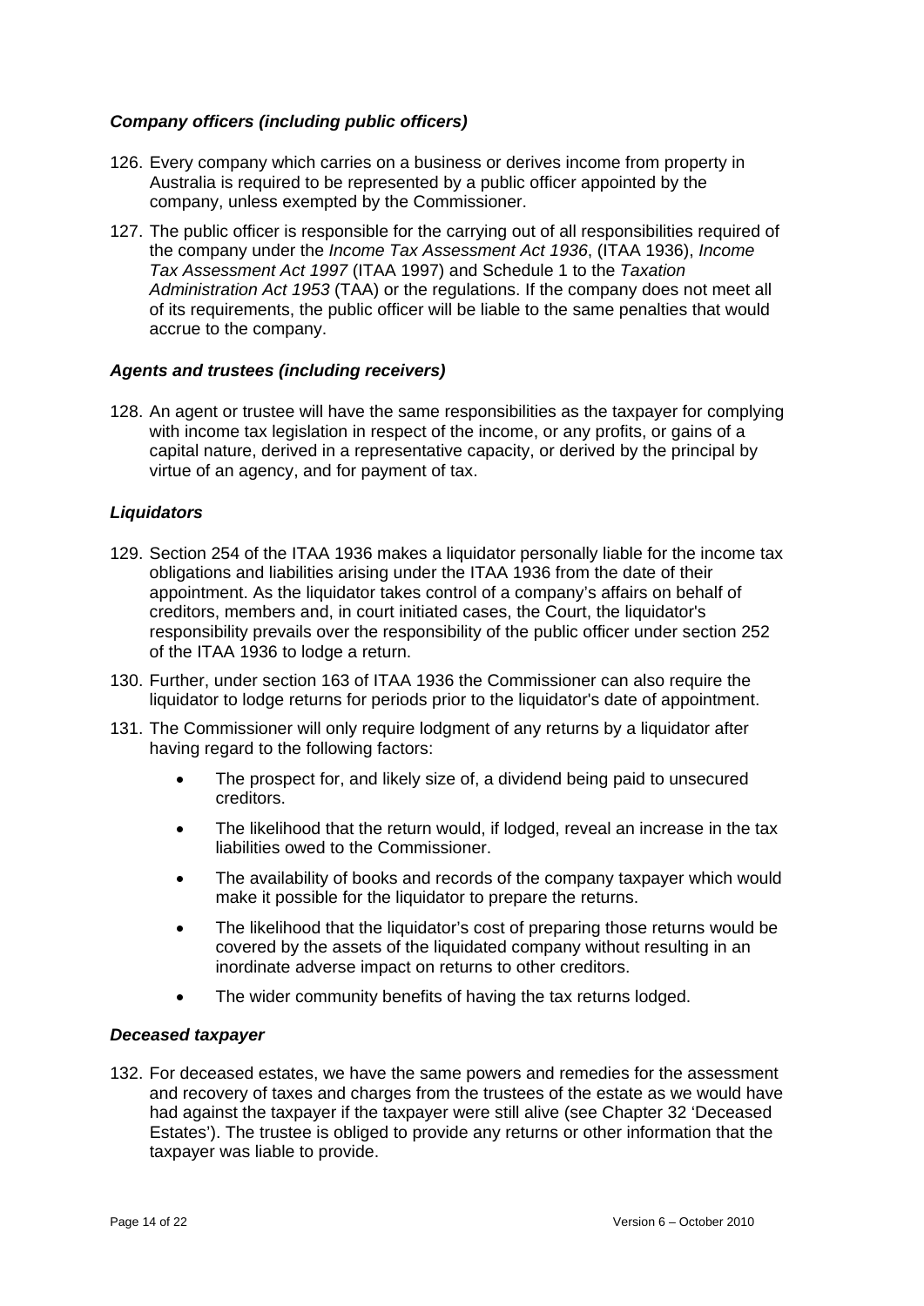### *Company officers (including public officers)*

126. Every company which carries on a business or derives income from property in Australia is required to be represented by a public officer appointed by the company, unless exempted by the Commissioner.

127. The public officer is responsible for the carrying out of all responsibilities required of the company under the *Income Tax Assessment Act 1936*, (ITAA 1936), *Income Tax Assessment Act 1997* (ITAA 1997) and Schedule 1 to the *Taxation Administration Act 1953* (TAA) or the regulations. If the company does not meet all of its requirements, the public officer will be liable to the same penalties that would accrue to the company.

### *Agents and trustees (including receivers)*

128. An agent or trustee will have the same responsibilities as the taxpayer for complying with income tax legislation in respect of the income, or any profits, or gains of a capital nature, derived in a representative capacity, or derived by the principal by virtue of an agency, and for payment of tax.

### *Liquidators*

129. Section 254 of the ITAA 1936 makes a liquidator personally liable for the income tax obligations and liabilities arising under the ITAA 1936 from the date of their appointment. As the liquidator takes control of a company's affairs on behalf of creditors, members and, in court initiated cases, the Court, the liquidator's responsibility prevails over the responsibility of the public officer under section 252 of the ITAA 1936 to lodge a return.

130. Further, under section 163 of ITAA 1936 the Commissioner can also require the liquidator to lodge returns for periods prior to the liquidator's date of appointment.

131. The Commissioner will only require lodgment of any returns by a liquidator after having regard to the following factors:

    - The prospect for, and likely size of, a dividend being paid to unsecured creditors.
    - The likelihood that the return would, if lodged, reveal an increase in the tax liabilities owed to the Commissioner.
    - The availability of books and records of the company taxpayer which would make it possible for the liquidator to prepare the returns.
    - The likelihood that the liquidator's cost of preparing those returns would be covered by the assets of the liquidated company without resulting in an inordinate adverse impact on returns to other creditors.
    - The wider community benefits of having the tax returns lodged.

### *Deceased taxpayer*

132. For deceased estates, we have the same powers and remedies for the assessment and recovery of taxes and charges from the trustees of the estate as we would have had against the taxpayer if the taxpayer were still alive (see Chapter 32 'Deceased Estates'). The trustee is obliged to provide any returns or other information that the taxpayer was liable to provide.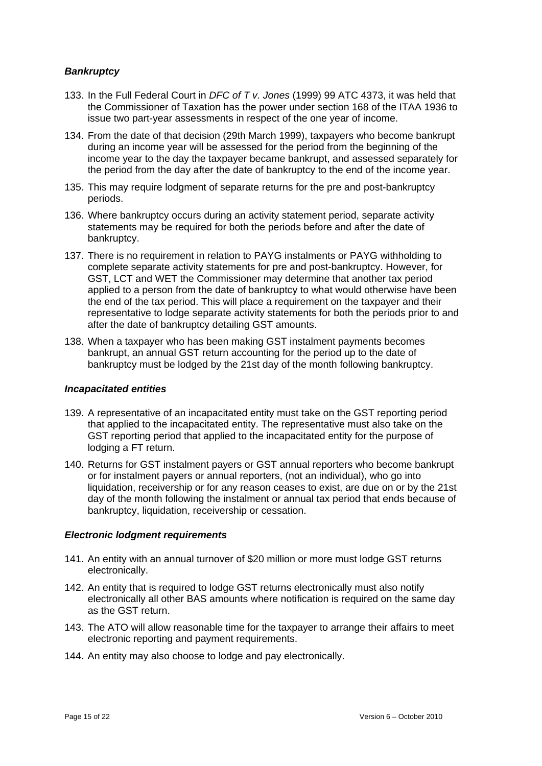### *Bankruptcy*

133. In the Full Federal Court in *DFC of T v. Jones* (1999) 99 ATC 4373, it was held that the Commissioner of Taxation has the power under section 168 of the ITAA 1936 to issue two part-year assessments in respect of the one year of income.

134. From the date of that decision (29th March 1999), taxpayers who become bankrupt during an income year will be assessed for the period from the beginning of the income year to the day the taxpayer became bankrupt, and assessed separately for the period from the day after the date of bankruptcy to the end of the income year.

135. This may require lodgment of separate returns for the pre and post-bankruptcy periods.

136. Where bankruptcy occurs during an activity statement period, separate activity statements may be required for both the periods before and after the date of bankruptcy.

137. There is no requirement in relation to PAYG instalments or PAYG withholding to complete separate activity statements for pre and post-bankruptcy. However, for GST, LCT and WET the Commissioner may determine that another tax period applied to a person from the date of bankruptcy to what would otherwise have been the end of the tax period. This will place a requirement on the taxpayer and their representative to lodge separate activity statements for both the periods prior to and after the date of bankruptcy detailing GST amounts.

138. When a taxpayer who has been making GST instalment payments becomes bankrupt, an annual GST return accounting for the period up to the date of bankruptcy must be lodged by the 21st day of the month following bankruptcy.

### *Incapacitated entities*

139. A representative of an incapacitated entity must take on the GST reporting period that applied to the incapacitated entity. The representative must also take on the GST reporting period that applied to the incapacitated entity for the purpose of lodging a FT return.

140. Returns for GST instalment payers or GST annual reporters who become bankrupt or for instalment payers or annual reporters, (not an individual), who go into liquidation, receivership or for any reason ceases to exist, are due on or by the 21st day of the month following the instalment or annual tax period that ends because of bankruptcy, liquidation, receivership or cessation.

### *Electronic lodgment requirements*

141. An entity with an annual turnover of $20 million or more must lodge GST returns electronically.

142. An entity that is required to lodge GST returns electronically must also notify electronically all other BAS amounts where notification is required on the same day as the GST return.

143. The ATO will allow reasonable time for the taxpayer to arrange their affairs to meet electronic reporting and payment requirements.

144. An entity may also choose to lodge and pay electronically.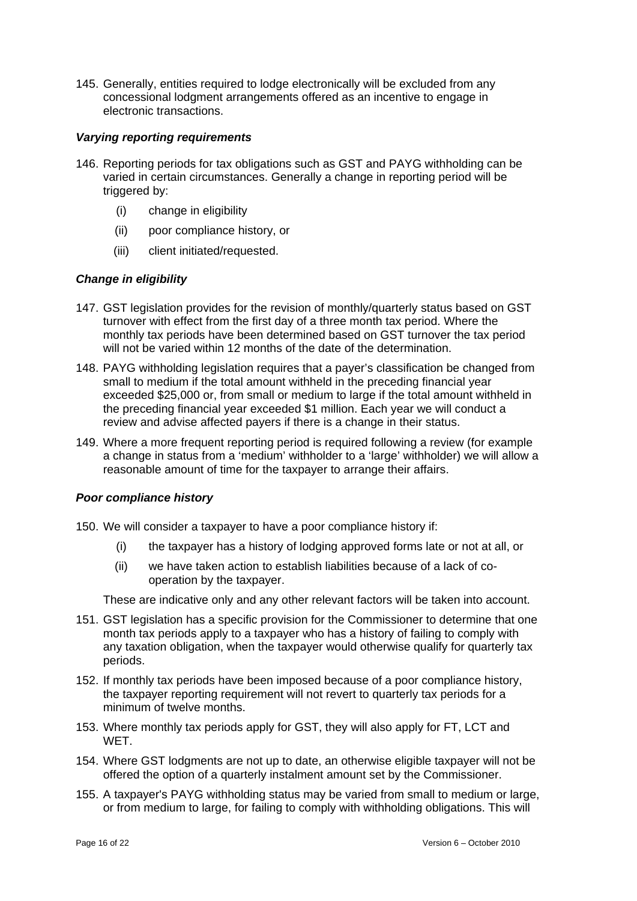145. Generally, entities required to lodge electronically will be excluded from any concessional lodgment arrangements offered as an incentive to engage in electronic transactions.

### *Varying reporting requirements*

146. Reporting periods for tax obligations such as GST and PAYG withholding can be varied in certain circumstances. Generally a change in reporting period will be triggered by:

   (i) change in eligibility

   (ii) poor compliance history, or

   (iii) client initiated/requested.

### *Change in eligibility*

147. GST legislation provides for the revision of monthly/quarterly status based on GST turnover with effect from the first day of a three month tax period. Where the monthly tax periods have been determined based on GST turnover the tax period will not be varied within 12 months of the date of the determination.

148. PAYG withholding legislation requires that a payer's classification be changed from small to medium if the total amount withheld in the preceding financial year exceeded $25,000 or, from small or medium to large if the total amount withheld in the preceding financial year exceeded $1 million. Each year we will conduct a review and advise affected payers if there is a change in their status.

149. Where a more frequent reporting period is required following a review (for example a change in status from a 'medium' withholder to a 'large' withholder) we will allow a reasonable amount of time for the taxpayer to arrange their affairs.

### *Poor compliance history*

150. We will consider a taxpayer to have a poor compliance history if:

   (i) the taxpayer has a history of lodging approved forms late or not at all, or

   (ii) we have taken action to establish liabilities because of a lack of co-operation by the taxpayer.

   These are indicative only and any other relevant factors will be taken into account.

151. GST legislation has a specific provision for the Commissioner to determine that one month tax periods apply to a taxpayer who has a history of failing to comply with any taxation obligation, when the taxpayer would otherwise qualify for quarterly tax periods.

152. If monthly tax periods have been imposed because of a poor compliance history, the taxpayer reporting requirement will not revert to quarterly tax periods for a minimum of twelve months.

153. Where monthly tax periods apply for GST, they will also apply for FT, LCT and WET.

154. Where GST lodgments are not up to date, an otherwise eligible taxpayer will not be offered the option of a quarterly instalment amount set by the Commissioner.

155. A taxpayer's PAYG withholding status may be varied from small to medium or large, or from medium to large, for failing to comply with withholding obligations. This will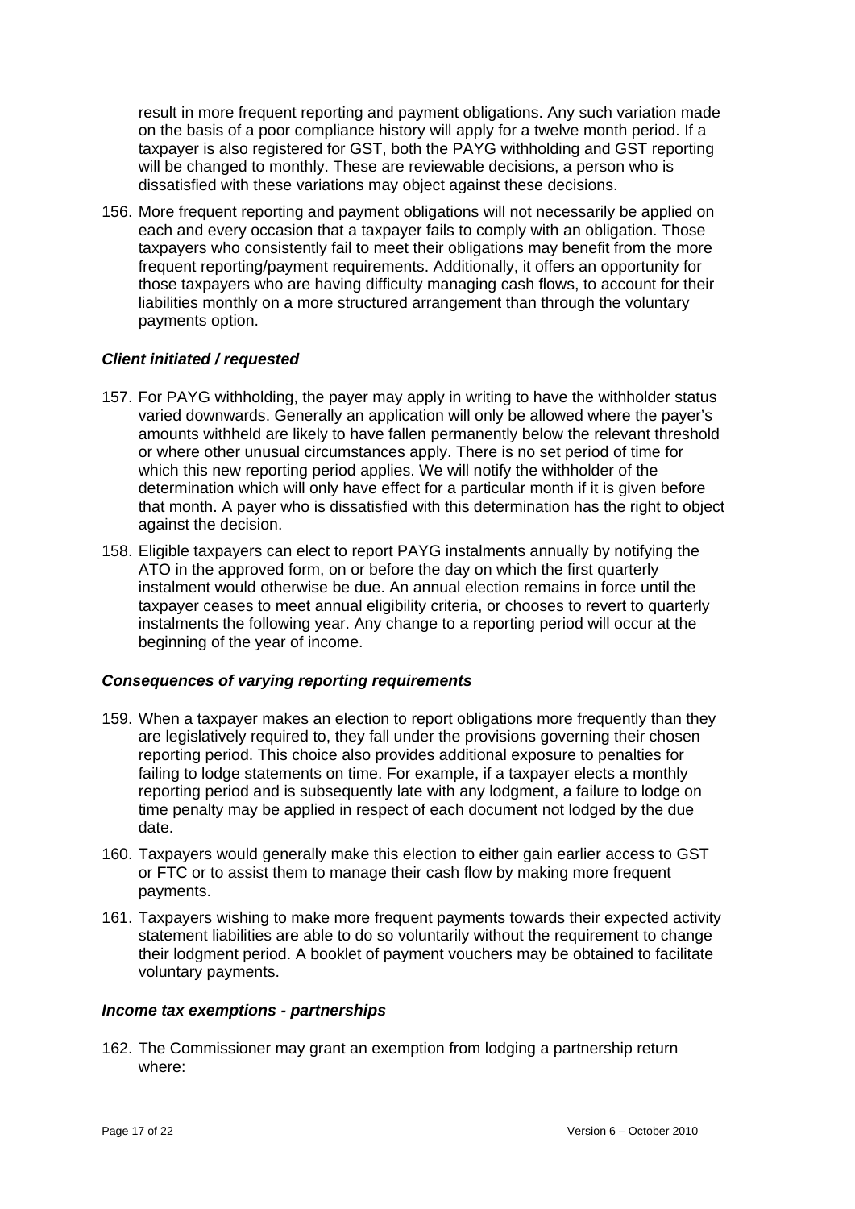result in more frequent reporting and payment obligations. Any such variation made on the basis of a poor compliance history will apply for a twelve month period. If a taxpayer is also registered for GST, both the PAYG withholding and GST reporting will be changed to monthly. These are reviewable decisions, a person who is dissatisfied with these variations may object against these decisions.

156. More frequent reporting and payment obligations will not necessarily be applied on each and every occasion that a taxpayer fails to comply with an obligation. Those taxpayers who consistently fail to meet their obligations may benefit from the more frequent reporting/payment requirements. Additionally, it offers an opportunity for those taxpayers who are having difficulty managing cash flows, to account for their liabilities monthly on a more structured arrangement than through the voluntary payments option.

### *Client initiated / requested*

157. For PAYG withholding, the payer may apply in writing to have the withholder status varied downwards. Generally an application will only be allowed where the payer's amounts withheld are likely to have fallen permanently below the relevant threshold or where other unusual circumstances apply. There is no set period of time for which this new reporting period applies. We will notify the withholder of the determination which will only have effect for a particular month if it is given before that month. A payer who is dissatisfied with this determination has the right to object against the decision.

158. Eligible taxpayers can elect to report PAYG instalments annually by notifying the ATO in the approved form, on or before the day on which the first quarterly instalment would otherwise be due. An annual election remains in force until the taxpayer ceases to meet annual eligibility criteria, or chooses to revert to quarterly instalments the following year. Any change to a reporting period will occur at the beginning of the year of income.

### *Consequences of varying reporting requirements*

159. When a taxpayer makes an election to report obligations more frequently than they are legislatively required to, they fall under the provisions governing their chosen reporting period. This choice also provides additional exposure to penalties for failing to lodge statements on time. For example, if a taxpayer elects a monthly reporting period and is subsequently late with any lodgment, a failure to lodge on time penalty may be applied in respect of each document not lodged by the due date.

160. Taxpayers would generally make this election to either gain earlier access to GST or FTC or to assist them to manage their cash flow by making more frequent payments.

161. Taxpayers wishing to make more frequent payments towards their expected activity statement liabilities are able to do so voluntarily without the requirement to change their lodgment period. A booklet of payment vouchers may be obtained to facilitate voluntary payments.

### *Income tax exemptions - partnerships*

162. The Commissioner may grant an exemption from lodging a partnership return where: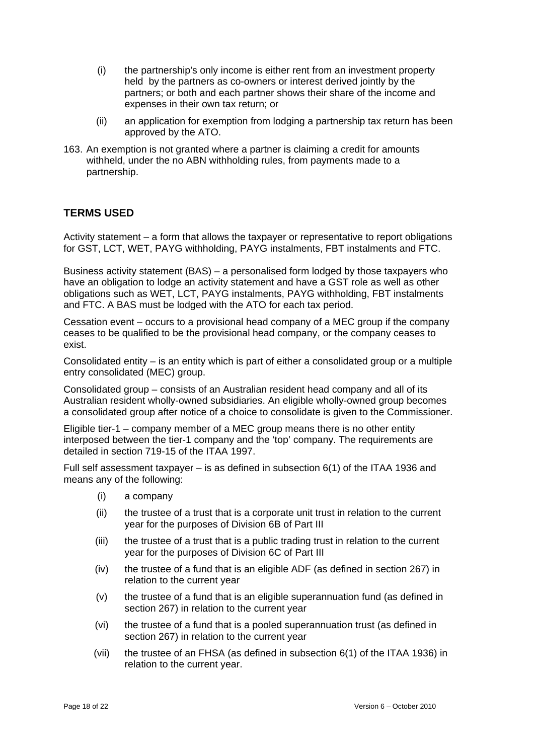(i) the partnership's only income is either rent from an investment property held by the partners as co-owners or interest derived jointly by the partners; or both and each partner shows their share of the income and expenses in their own tax return; or

(ii) an application for exemption from lodging a partnership tax return has been approved by the ATO.

163. An exemption is not granted where a partner is claiming a credit for amounts withheld, under the no ABN withholding rules, from payments made to a partnership.

## TERMS USED

Activity statement – a form that allows the taxpayer or representative to report obligations for GST, LCT, WET, PAYG withholding, PAYG instalments, FBT instalments and FTC.

Business activity statement (BAS) – a personalised form lodged by those taxpayers who have an obligation to lodge an activity statement and have a GST role as well as other obligations such as WET, LCT, PAYG instalments, PAYG withholding, FBT instalments and FTC. A BAS must be lodged with the ATO for each tax period.

Cessation event – occurs to a provisional head company of a MEC group if the company ceases to be qualified to be the provisional head company, or the company ceases to exist.

Consolidated entity – is an entity which is part of either a consolidated group or a multiple entry consolidated (MEC) group.

Consolidated group – consists of an Australian resident head company and all of its Australian resident wholly-owned subsidiaries. An eligible wholly-owned group becomes a consolidated group after notice of a choice to consolidate is given to the Commissioner.

Eligible tier-1 – company member of a MEC group means there is no other entity interposed between the tier-1 company and the 'top' company. The requirements are detailed in section 719-15 of the ITAA 1997.

Full self assessment taxpayer – is as defined in subsection 6(1) of the ITAA 1936 and means any of the following:

(i) a company

(ii) the trustee of a trust that is a corporate unit trust in relation to the current year for the purposes of Division 6B of Part III

(iii) the trustee of a trust that is a public trading trust in relation to the current year for the purposes of Division 6C of Part III

(iv) the trustee of a fund that is an eligible ADF (as defined in section 267) in relation to the current year

(v) the trustee of a fund that is an eligible superannuation fund (as defined in section 267) in relation to the current year

(vi) the trustee of a fund that is a pooled superannuation trust (as defined in section 267) in relation to the current year

(vii) the trustee of an FHSA (as defined in subsection 6(1) of the ITAA 1936) in relation to the current year.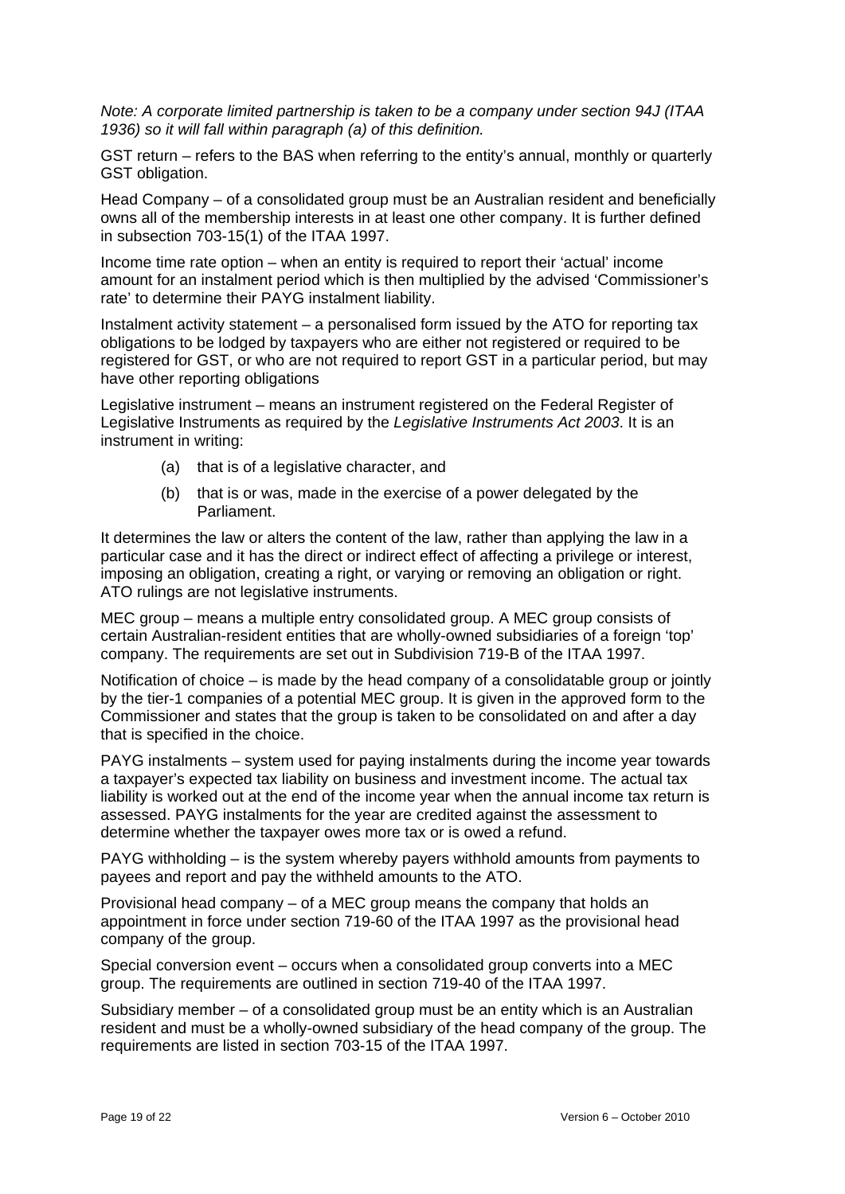*Note: A corporate limited partnership is taken to be a company under section 94J (ITAA 1936) so it will fall within paragraph (a) of this definition.*

GST return – refers to the BAS when referring to the entity's annual, monthly or quarterly GST obligation.

Head Company – of a consolidated group must be an Australian resident and beneficially owns all of the membership interests in at least one other company. It is further defined in subsection 703-15(1) of the ITAA 1997.

Income time rate option – when an entity is required to report their 'actual' income amount for an instalment period which is then multiplied by the advised 'Commissioner's rate' to determine their PAYG instalment liability.

Instalment activity statement – a personalised form issued by the ATO for reporting tax obligations to be lodged by taxpayers who are either not registered or required to be registered for GST, or who are not required to report GST in a particular period, but may have other reporting obligations

Legislative instrument – means an instrument registered on the Federal Register of Legislative Instruments as required by the *Legislative Instruments Act 2003*. It is an instrument in writing:

(a) that is of a legislative character, and

(b) that is or was, made in the exercise of a power delegated by the Parliament.

It determines the law or alters the content of the law, rather than applying the law in a particular case and it has the direct or indirect effect of affecting a privilege or interest, imposing an obligation, creating a right, or varying or removing an obligation or right. ATO rulings are not legislative instruments.

MEC group – means a multiple entry consolidated group. A MEC group consists of certain Australian-resident entities that are wholly-owned subsidiaries of a foreign 'top' company. The requirements are set out in Subdivision 719-B of the ITAA 1997.

Notification of choice – is made by the head company of a consolidatable group or jointly by the tier-1 companies of a potential MEC group. It is given in the approved form to the Commissioner and states that the group is taken to be consolidated on and after a day that is specified in the choice.

PAYG instalments – system used for paying instalments during the income year towards a taxpayer's expected tax liability on business and investment income. The actual tax liability is worked out at the end of the income year when the annual income tax return is assessed. PAYG instalments for the year are credited against the assessment to determine whether the taxpayer owes more tax or is owed a refund.

PAYG withholding – is the system whereby payers withhold amounts from payments to payees and report and pay the withheld amounts to the ATO.

Provisional head company – of a MEC group means the company that holds an appointment in force under section 719-60 of the ITAA 1997 as the provisional head company of the group.

Special conversion event – occurs when a consolidated group converts into a MEC group. The requirements are outlined in section 719-40 of the ITAA 1997.

Subsidiary member – of a consolidated group must be an entity which is an Australian resident and must be a wholly-owned subsidiary of the head company of the group. The requirements are listed in section 703-15 of the ITAA 1997.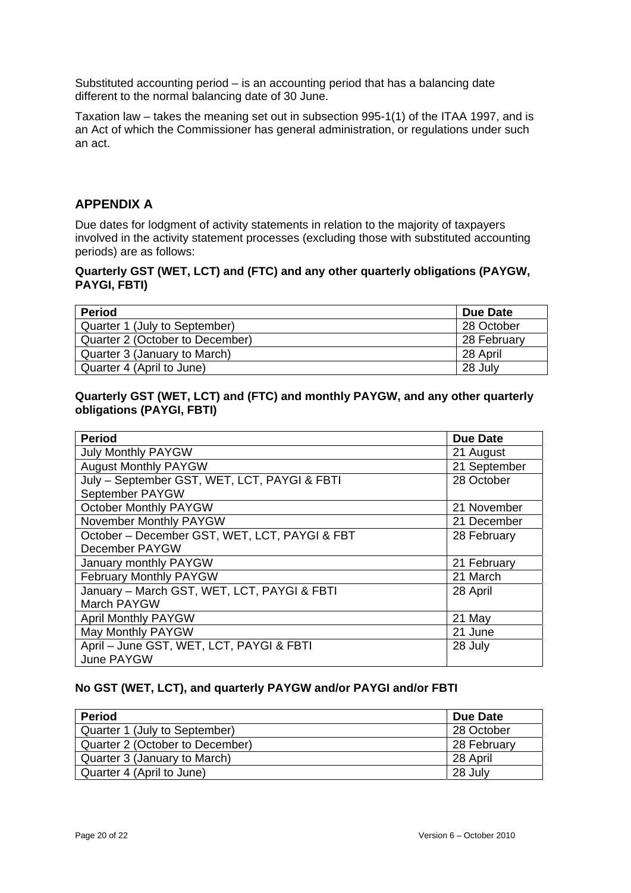Substituted accounting period – is an accounting period that has a balancing date different to the normal balancing date of 30 June.

Taxation law – takes the meaning set out in subsection 995-1(1) of the ITAA 1997, and is an Act of which the Commissioner has general administration, or regulations under such an act.

## APPENDIX A

Due dates for lodgment of activity statements in relation to the majority of taxpayers involved in the activity statement processes (excluding those with substituted accounting periods) are as follows:

**Quarterly GST (WET, LCT) and (FTC) and any other quarterly obligations (PAYGW, PAYGI, FBTI)**

| Period | Due Date |
|---|---|
| Quarter 1 (July to September) | 28 October |
| Quarter 2 (October to December) | 28 February |
| Quarter 3 (January to March) | 28 April |
| Quarter 4 (April to June) | 28 July |

**Quarterly GST (WET, LCT) and (FTC) and monthly PAYGW, and any other quarterly obligations (PAYGI, FBTI)**

| Period | Due Date |
|---|---|
| July Monthly PAYGW | 21 August |
| August Monthly PAYGW | 21 September |
| July – September GST, WET, LCT, PAYGI & FBTI<br>September PAYGW | 28 October |
| October Monthly PAYGW | 21 November |
| November Monthly PAYGW | 21 December |
| October – December GST, WET, LCT, PAYGI & FBT<br>December PAYGW | 28 February |
| January monthly PAYGW | 21 February |
| February Monthly PAYGW | 21 March |
| January – March GST, WET, LCT, PAYGI & FBTI<br>March PAYGW | 28 April |
| April Monthly PAYGW | 21 May |
| May Monthly PAYGW | 21 June |
| April – June GST, WET, LCT, PAYGI & FBTI<br>June PAYGW | 28 July |

**No GST (WET, LCT), and quarterly PAYGW and/or PAYGI and/or FBTI**

| Period | Due Date |
|---|---|
| Quarter 1 (July to September) | 28 October |
| Quarter 2 (October to December) | 28 February |
| Quarter 3 (January to March) | 28 April |
| Quarter 4 (April to June) | 28 July |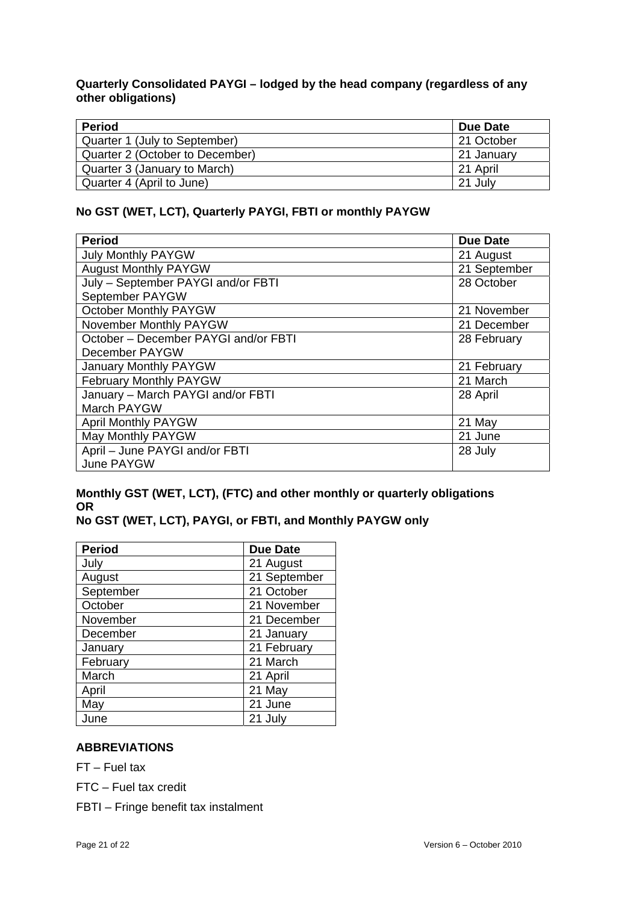**Quarterly Consolidated PAYGI – lodged by the head company (regardless of any other obligations)**

| Period | Due Date |
|---|---|
| Quarter 1 (July to September) | 21 October |
| Quarter 2 (October to December) | 21 January |
| Quarter 3 (January to March) | 21 April |
| Quarter 4 (April to June) | 21 July |

**No GST (WET, LCT), Quarterly PAYGI, FBTI or monthly PAYGW**

| Period | Due Date |
|---|---|
| July Monthly PAYGW | 21 August |
| August Monthly PAYGW | 21 September |
| July – September PAYGI and/or FBTI September PAYGW | 28 October |
| October Monthly PAYGW | 21 November |
| November Monthly PAYGW | 21 December |
| October – December PAYGI and/or FBTI December PAYGW | 28 February |
| January Monthly PAYGW | 21 February |
| February Monthly PAYGW | 21 March |
| January – March PAYGI and/or FBTI March PAYGW | 28 April |
| April Monthly PAYGW | 21 May |
| May Monthly PAYGW | 21 June |
| April – June PAYGI and/or FBTI June PAYGW | 28 July |

**Monthly GST (WET, LCT), (FTC) and other monthly or quarterly obligations OR**
**No GST (WET, LCT), PAYGI, or FBTI, and Monthly PAYGW only**

| Period | Due Date |
|---|---|
| July | 21 August |
| August | 21 September |
| September | 21 October |
| October | 21 November |
| November | 21 December |
| December | 21 January |
| January | 21 February |
| February | 21 March |
| March | 21 April |
| April | 21 May |
| May | 21 June |
| June | 21 July |

**ABBREVIATIONS**

FT – Fuel tax

FTC – Fuel tax credit

FBTI – Fringe benefit tax instalment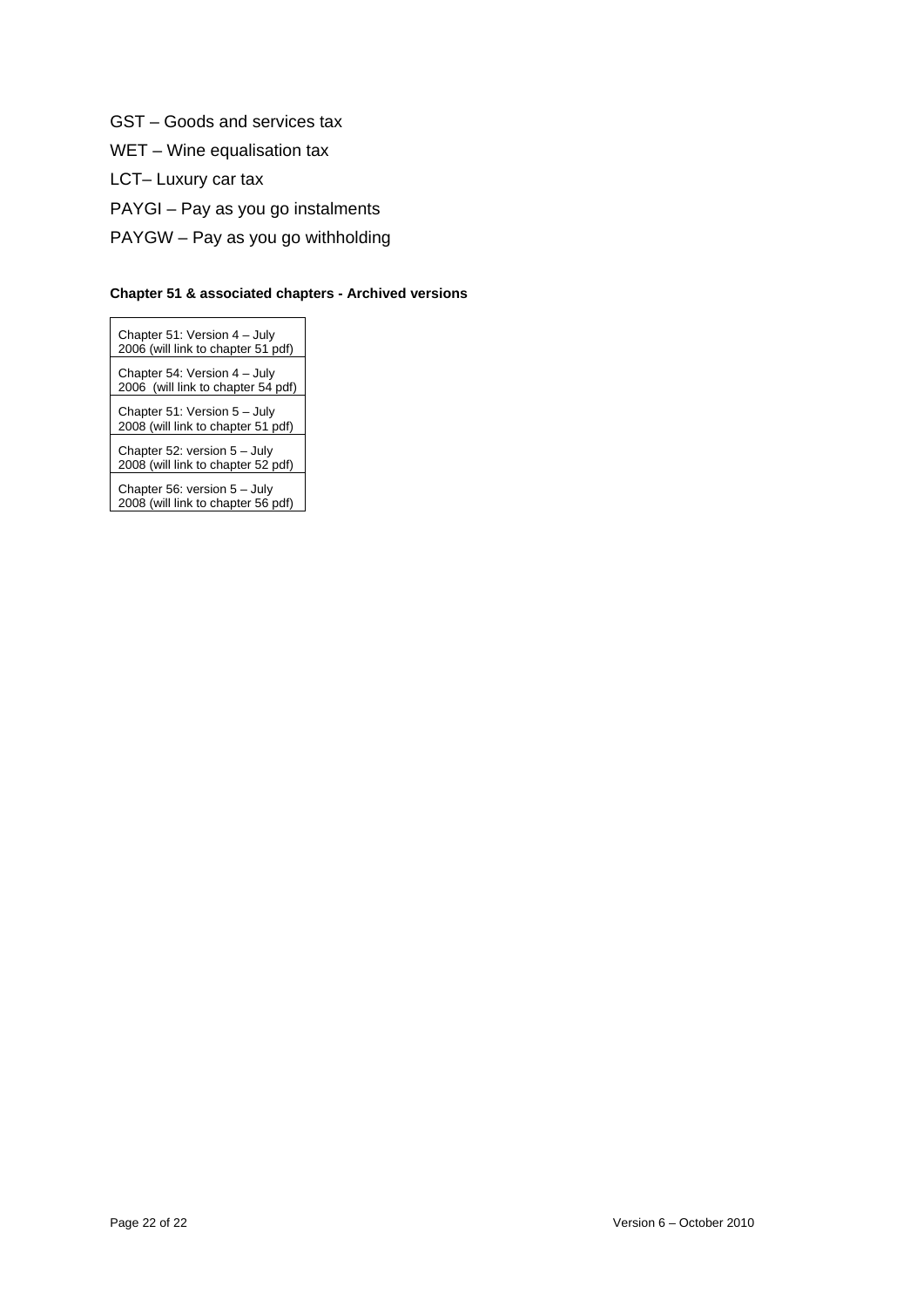GST – Goods and services tax

WET – Wine equalisation tax

LCT– Luxury car tax

PAYGI – Pay as you go instalments

PAYGW – Pay as you go withholding

**Chapter 51 & associated chapters - Archived versions**

| |
|---|
| Chapter 51: Version 4 – July 2006 (will link to chapter 51 pdf) |
| Chapter 54: Version 4 – July 2006 (will link to chapter 54 pdf) |
| Chapter 51: Version 5 – July 2008 (will link to chapter 51 pdf) |
| Chapter 52: version 5 – July 2008 (will link to chapter 52 pdf) |
| Chapter 56: version 5 – July 2008 (will link to chapter 56 pdf) |